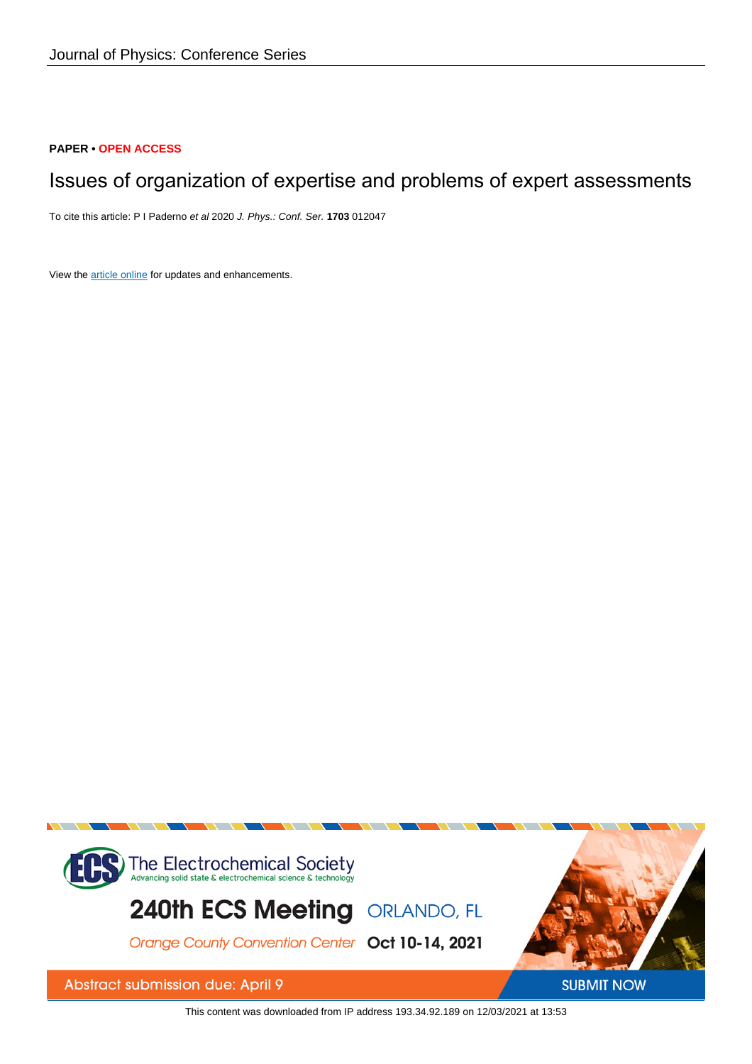Journal of Physics: Conference Series

**PAPER** • **OPEN ACCESS**

# Issues of organization of expertise and problems of expert assessments

To cite this article: P I Paderno *et al* 2020 *J. Phys.: Conf. Ser.* **1703** 012047

View the article online for updates and enhancements.

The Electrochemical Society
Advancing solid state & electrochemical science & technology

240th ECS Meeting ORLANDO, FL

Orange County Convention Center Oct 10-14, 2021

Abstract submission due: April 9

SUBMIT NOW

This content was downloaded from IP address 193.34.92.189 on 12/03/2021 at 13:53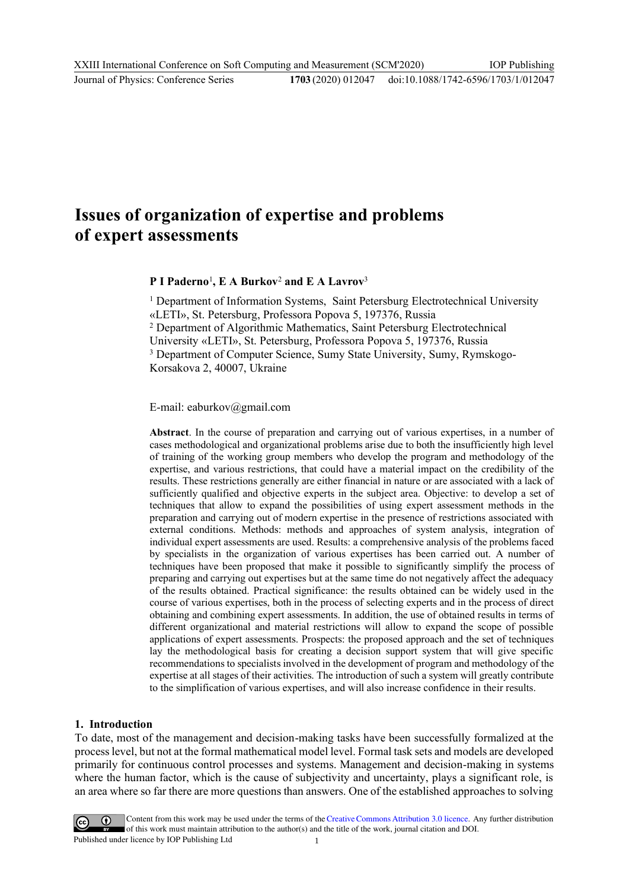# Issues of organization of expertise and problems of expert assessments

**P I Paderno**[1]**, E A Burkov**[2] **and E A Lavrov**[3]

[1] Department of Information Systems, Saint Petersburg Electrotechnical University «LETI», St. Petersburg, Professora Popova 5, 197376, Russia
[2] Department of Algorithmic Mathematics, Saint Petersburg Electrotechnical University «LETI», St. Petersburg, Professora Popova 5, 197376, Russia
[3] Department of Computer Science, Sumy State University, Sumy, Rymskogo-Korsakova 2, 40007, Ukraine

E-mail: eaburkov@gmail.com

**Abstract**. In the course of preparation and carrying out of various expertises, in a number of cases methodological and organizational problems arise due to both the insufficiently high level of training of the working group members who develop the program and methodology of the expertise, and various restrictions, that could have a material impact on the credibility of the results. These restrictions generally are either financial in nature or are associated with a lack of sufficiently qualified and objective experts in the subject area. Objective: to develop a set of techniques that allow to expand the possibilities of using expert assessment methods in the preparation and carrying out of modern expertise in the presence of restrictions associated with external conditions. Methods: methods and approaches of system analysis, integration of individual expert assessments are used. Results: a comprehensive analysis of the problems faced by specialists in the organization of various expertises has been carried out. A number of techniques have been proposed that make it possible to significantly simplify the process of preparing and carrying out expertises but at the same time do not negatively affect the adequacy of the results obtained. Practical significance: the results obtained can be widely used in the course of various expertises, both in the process of selecting experts and in the process of direct obtaining and combining expert assessments. In addition, the use of obtained results in terms of different organizational and material restrictions will allow to expand the scope of possible applications of expert assessments. Prospects: the proposed approach and the set of techniques lay the methodological basis for creating a decision support system that will give specific recommendations to specialists involved in the development of program and methodology of the expertise at all stages of their activities. The introduction of such a system will greatly contribute to the simplification of various expertises, and will also increase confidence in their results.

## 1. Introduction

To date, most of the management and decision-making tasks have been successfully formalized at the process level, but not at the formal mathematical model level. Formal task sets and models are developed primarily for continuous control processes and systems. Management and decision-making in systems where the human factor, which is the cause of subjectivity and uncertainty, plays a significant role, is an area where so far there are more questions than answers. One of the established approaches to solving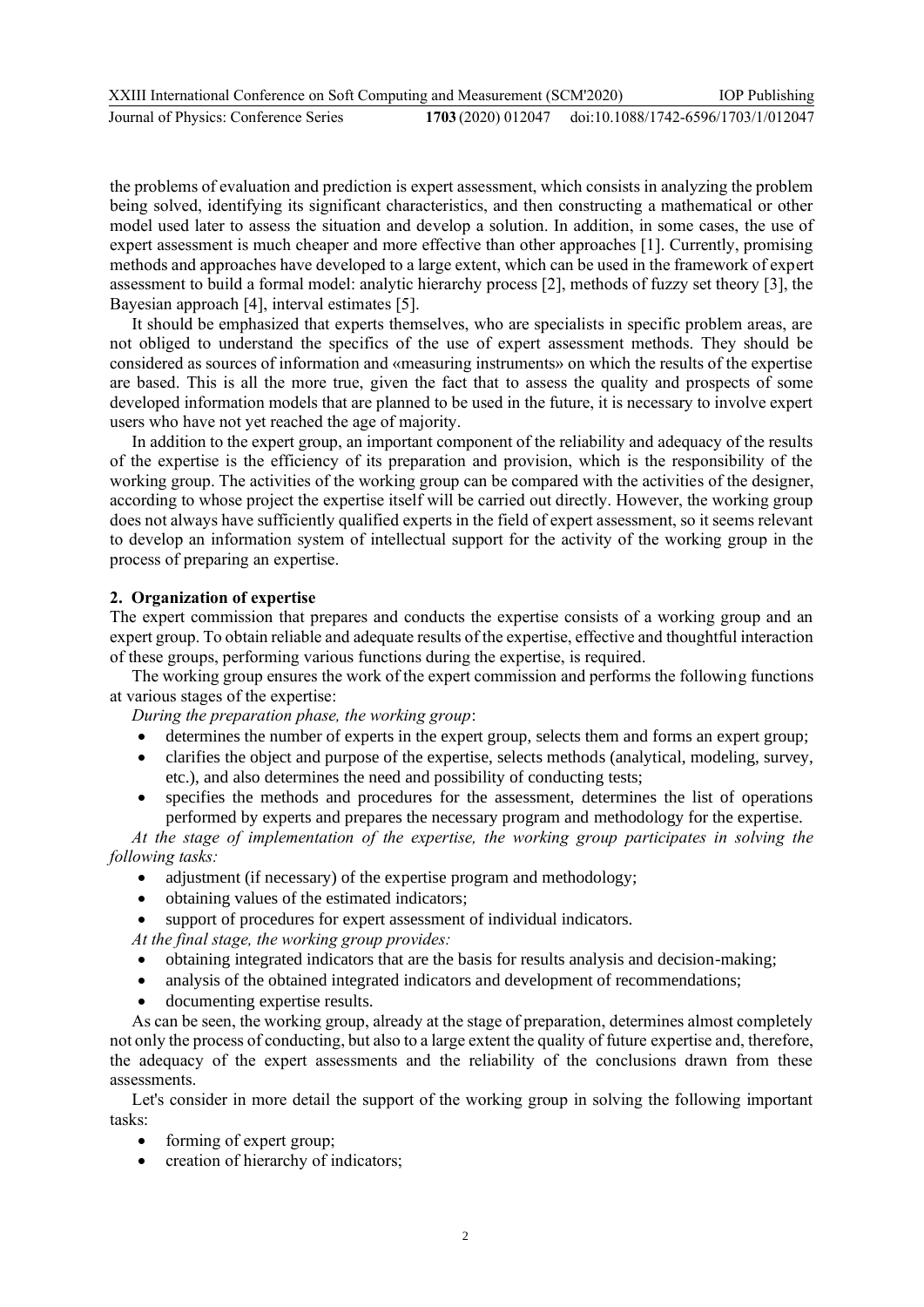the problems of evaluation and prediction is expert assessment, which consists in analyzing the problem being solved, identifying its significant characteristics, and then constructing a mathematical or other model used later to assess the situation and develop a solution. In addition, in some cases, the use of expert assessment is much cheaper and more effective than other approaches [1]. Currently, promising methods and approaches have developed to a large extent, which can be used in the framework of expert assessment to build a formal model: analytic hierarchy process [2], methods of fuzzy set theory [3], the Bayesian approach [4], interval estimates [5].

It should be emphasized that experts themselves, who are specialists in specific problem areas, are not obliged to understand the specifics of the use of expert assessment methods. They should be considered as sources of information and «measuring instruments» on which the results of the expertise are based. This is all the more true, given the fact that to assess the quality and prospects of some developed information models that are planned to be used in the future, it is necessary to involve expert users who have not yet reached the age of majority.

In addition to the expert group, an important component of the reliability and adequacy of the results of the expertise is the efficiency of its preparation and provision, which is the responsibility of the working group. The activities of the working group can be compared with the activities of the designer, according to whose project the expertise itself will be carried out directly. However, the working group does not always have sufficiently qualified experts in the field of expert assessment, so it seems relevant to develop an information system of intellectual support for the activity of the working group in the process of preparing an expertise.

## 2. Organization of expertise

The expert commission that prepares and conducts the expertise consists of a working group and an expert group. To obtain reliable and adequate results of the expertise, effective and thoughtful interaction of these groups, performing various functions during the expertise, is required.

The working group ensures the work of the expert commission and performs the following functions at various stages of the expertise:

*During the preparation phase, the working group*:

- determines the number of experts in the expert group, selects them and forms an expert group;
- clarifies the object and purpose of the expertise, selects methods (analytical, modeling, survey, etc.), and also determines the need and possibility of conducting tests;
- specifies the methods and procedures for the assessment, determines the list of operations performed by experts and prepares the necessary program and methodology for the expertise.

*At the stage of implementation of the expertise, the working group participates in solving the following tasks:*

- adjustment (if necessary) of the expertise program and methodology;
- obtaining values of the estimated indicators;
- support of procedures for expert assessment of individual indicators.

*At the final stage, the working group provides:*

- obtaining integrated indicators that are the basis for results analysis and decision-making;
- analysis of the obtained integrated indicators and development of recommendations;
- documenting expertise results.

As can be seen, the working group, already at the stage of preparation, determines almost completely not only the process of conducting, but also to a large extent the quality of future expertise and, therefore, the adequacy of the expert assessments and the reliability of the conclusions drawn from these assessments.

Let's consider in more detail the support of the working group in solving the following important tasks:

- forming of expert group;
- creation of hierarchy of indicators;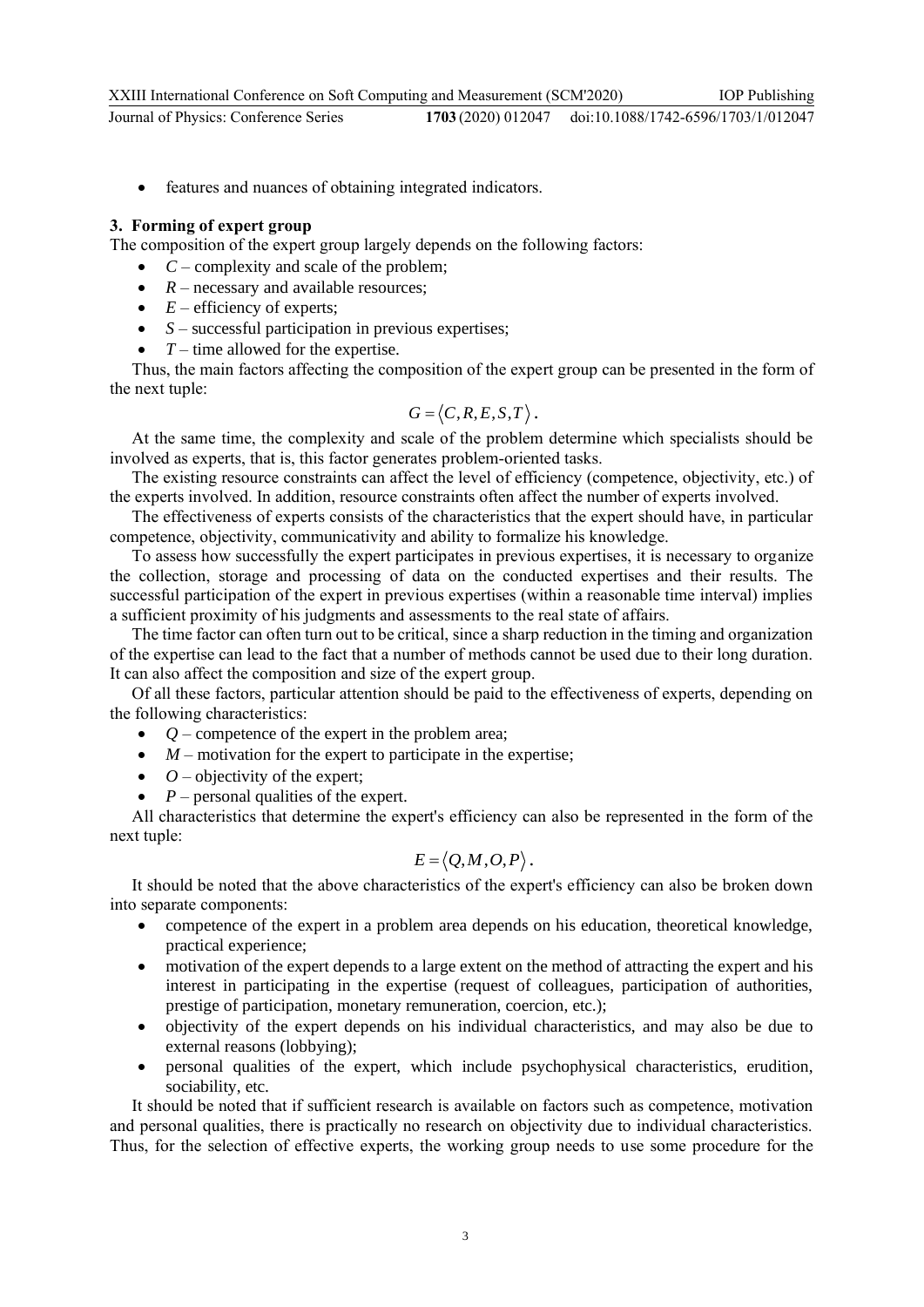- features and nuances of obtaining integrated indicators.

## 3. Forming of expert group

The composition of the expert group largely depends on the following factors:

- $C$ – complexity and scale of the problem;
- $R$ – necessary and available resources;
- $E$ – efficiency of experts;
- $S$ – successful participation in previous expertises;
- $T$ – time allowed for the expertise.

Thus, the main factors affecting the composition of the expert group can be presented in the form of the next tuple:

$$G = \langle C, R, E, S, T \rangle.$$

At the same time, the complexity and scale of the problem determine which specialists should be involved as experts, that is, this factor generates problem-oriented tasks.

The existing resource constraints can affect the level of efficiency (competence, objectivity, etc.) of the experts involved. In addition, resource constraints often affect the number of experts involved.

The effectiveness of experts consists of the characteristics that the expert should have, in particular competence, objectivity, communicativity and ability to formalize his knowledge.

To assess how successfully the expert participates in previous expertises, it is necessary to organize the collection, storage and processing of data on the conducted expertises and their results. The successful participation of the expert in previous expertises (within a reasonable time interval) implies a sufficient proximity of his judgments and assessments to the real state of affairs.

The time factor can often turn out to be critical, since a sharp reduction in the timing and organization of the expertise can lead to the fact that a number of methods cannot be used due to their long duration. It can also affect the composition and size of the expert group.

Of all these factors, particular attention should be paid to the effectiveness of experts, depending on the following characteristics:

- $Q$ – competence of the expert in the problem area;
- $M$ – motivation for the expert to participate in the expertise;
- $O$ – objectivity of the expert;
- $P$ – personal qualities of the expert.

All characteristics that determine the expert's efficiency can also be represented in the form of the next tuple:

$$E = \langle Q, M, O, P \rangle.$$

It should be noted that the above characteristics of the expert's efficiency can also be broken down into separate components:

- competence of the expert in a problem area depends on his education, theoretical knowledge, practical experience;
- motivation of the expert depends to a large extent on the method of attracting the expert and his interest in participating in the expertise (request of colleagues, participation of authorities, prestige of participation, monetary remuneration, coercion, etc.);
- objectivity of the expert depends on his individual characteristics, and may also be due to external reasons (lobbying);
- personal qualities of the expert, which include psychophysical characteristics, erudition, sociability, etc.

It should be noted that if sufficient research is available on factors such as competence, motivation and personal qualities, there is practically no research on objectivity due to individual characteristics. Thus, for the selection of effective experts, the working group needs to use some procedure for the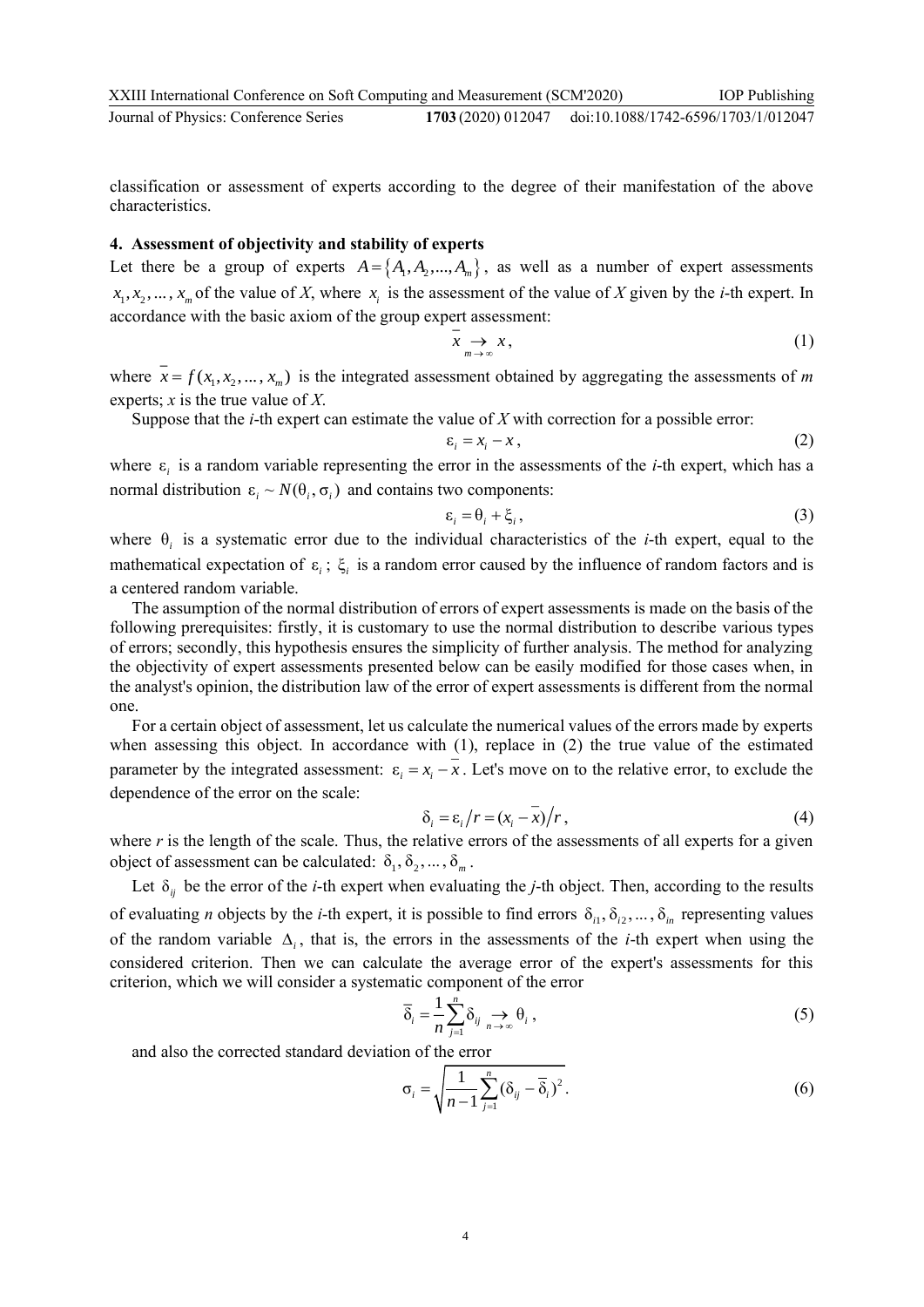classification or assessment of experts according to the degree of their manifestation of the above characteristics.

## 4. Assessment of objectivity and stability of experts

Let there be a group of experts $A = \{A_1, A_2, ..., A_m\}$, as well as a number of expert assessments $x_1, x_2, ..., x_m$ of the value of *X*, where $x_i$ is the assessment of the value of *X* given by the *i*-th expert. In accordance with the basic axiom of the group expert assessment:

$$\bar{x} \underset{m \to \infty}{\to} x, \tag{1}$$

where $\bar{x} = f(x_1, x_2, ..., x_m)$ is the integrated assessment obtained by aggregating the assessments of *m* experts; *x* is the true value of *X*.

Suppose that the *i*-th expert can estimate the value of *X* with correction for a possible error:

$$\varepsilon_i = x_i - x, \tag{2}$$

where $\varepsilon_i$ is a random variable representing the error in the assessments of the *i*-th expert, which has a normal distribution $\varepsilon_i \sim N(\theta_i, \sigma_i)$ and contains two components:

$$\varepsilon_i = \theta_i + \xi_i, \tag{3}$$

where $\theta_i$ is a systematic error due to the individual characteristics of the *i*-th expert, equal to the mathematical expectation of $\varepsilon_i$; $\xi_i$ is a random error caused by the influence of random factors and is a centered random variable.

The assumption of the normal distribution of errors of expert assessments is made on the basis of the following prerequisites: firstly, it is customary to use the normal distribution to describe various types of errors; secondly, this hypothesis ensures the simplicity of further analysis. The method for analyzing the objectivity of expert assessments presented below can be easily modified for those cases when, in the analyst's opinion, the distribution law of the error of expert assessments is different from the normal one.

For a certain object of assessment, let us calculate the numerical values of the errors made by experts when assessing this object. In accordance with (1), replace in (2) the true value of the estimated parameter by the integrated assessment: $\varepsilon_i = x_i - \bar{x}$. Let's move on to the relative error, to exclude the dependence of the error on the scale:

$$\delta_i = \varepsilon_i / r = (x_i - \bar{x}) / r, \tag{4}$$

where *r* is the length of the scale. Thus, the relative errors of the assessments of all experts for a given object of assessment can be calculated: $\delta_1, \delta_2, ..., \delta_m$.

Let $\delta_{ij}$ be the error of the *i*-th expert when evaluating the *j*-th object. Then, according to the results of evaluating *n* objects by the *i*-th expert, it is possible to find errors $\delta_{i1}, \delta_{i2}, ..., \delta_{in}$ representing values of the random variable $\Delta_i$, that is, the errors in the assessments of the *i*-th expert when using the considered criterion. Then we can calculate the average error of the expert's assessments for this criterion, which we will consider a systematic component of the error

$$\bar{\delta}_i = \frac{1}{n} \sum_{j=1}^{n} \delta_{ij} \underset{n \to \infty}{\to} \theta_i, \tag{5}$$

and also the corrected standard deviation of the error

$$\sigma_i = \sqrt{\frac{1}{n-1} \sum_{j=1}^{n} (\delta_{ij} - \bar{\delta}_i)^2}. \tag{6}$$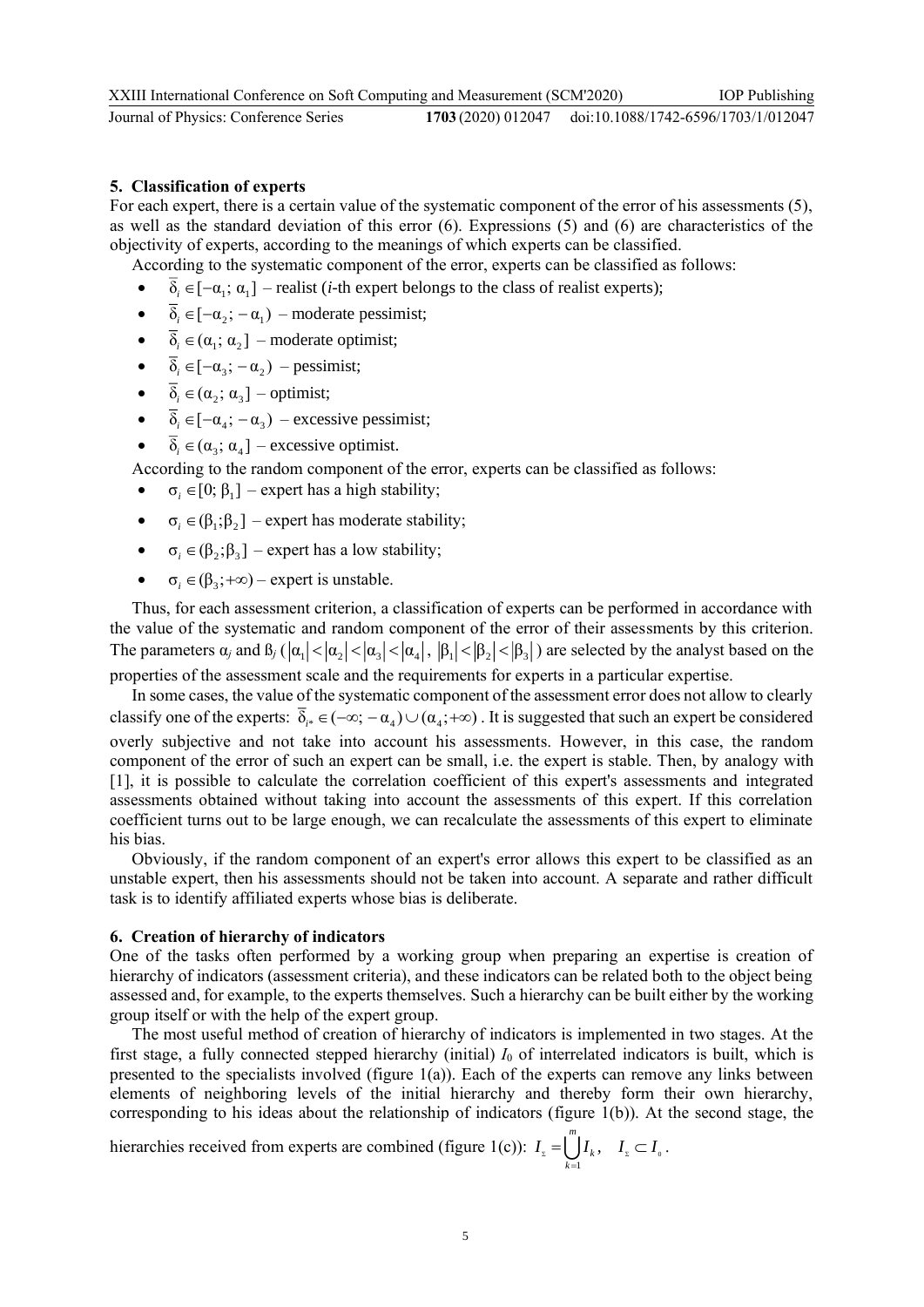## 5. Classification of experts

For each expert, there is a certain value of the systematic component of the error of his assessments (5), as well as the standard deviation of this error (6). Expressions (5) and (6) are characteristics of the objectivity of experts, according to the meanings of which experts can be classified.

According to the systematic component of the error, experts can be classified as follows:

- $\overline{\delta}_i \in [-\alpha_1;\, \alpha_1]$ – realist (*i*-th expert belongs to the class of realist experts);
- $\overline{\delta}_i \in [-\alpha_2;\, -\alpha_1)$ – moderate pessimist;
- $\overline{\delta}_i \in (\alpha_1;\, \alpha_2]$ – moderate optimist;
- $\overline{\delta}_i \in [-\alpha_3;\, -\alpha_2)$ – pessimist;
- $\overline{\delta}_i \in (\alpha_2;\, \alpha_3]$ – optimist;
- $\overline{\delta}_i \in [-\alpha_4;\, -\alpha_3)$ – excessive pessimist;
- $\overline{\delta}_i \in (\alpha_3;\, \alpha_4]$ – excessive optimist.

According to the random component of the error, experts can be classified as follows:

- $\sigma_i \in [0;\, \beta_1]$ – expert has a high stability;
- $\sigma_i \in (\beta_1;\beta_2]$ – expert has moderate stability;
- $\sigma_i \in (\beta_2;\beta_3]$ – expert has a low stability;
- $\sigma_i \in (\beta_3;+\infty)$ – expert is unstable.

Thus, for each assessment criterion, a classification of experts can be performed in accordance with the value of the systematic and random component of the error of their assessments by this criterion. The parameters $\alpha_j$ and $\beta_j$ ($|\alpha_1| < |\alpha_2| < |\alpha_3| < |\alpha_4|$, $|\beta_1| < |\beta_2| < |\beta_3|$) are selected by the analyst based on the properties of the assessment scale and the requirements for experts in a particular expertise.

In some cases, the value of the systematic component of the assessment error does not allow to clearly classify one of the experts: $\overline{\delta}_{i*} \in (-\infty;\, -\alpha_4) \cup (\alpha_4;+\infty)$. It is suggested that such an expert be considered overly subjective and not take into account his assessments. However, in this case, the random component of the error of such an expert can be small, i.e. the expert is stable. Then, by analogy with [1], it is possible to calculate the correlation coefficient of this expert's assessments and integrated assessments obtained without taking into account the assessments of this expert. If this correlation coefficient turns out to be large enough, we can recalculate the assessments of this expert to eliminate his bias.

Obviously, if the random component of an expert's error allows this expert to be classified as an unstable expert, then his assessments should not be taken into account. A separate and rather difficult task is to identify affiliated experts whose bias is deliberate.

## 6. Creation of hierarchy of indicators

One of the tasks often performed by a working group when preparing an expertise is creation of hierarchy of indicators (assessment criteria), and these indicators can be related both to the object being assessed and, for example, to the experts themselves. Such a hierarchy can be built either by the working group itself or with the help of the expert group.

The most useful method of creation of hierarchy of indicators is implemented in two stages. At the first stage, a fully connected stepped hierarchy (initial) $I_0$ of interrelated indicators is built, which is presented to the specialists involved (figure 1(a)). Each of the experts can remove any links between elements of neighboring levels of the initial hierarchy and thereby form their own hierarchy, corresponding to his ideas about the relationship of indicators (figure 1(b)). At the second stage, the hierarchies received from experts are combined (figure 1(c)): $I_\Sigma = \bigcup_{k=1}^{m} I_k, \quad I_\Sigma \subset I_0$.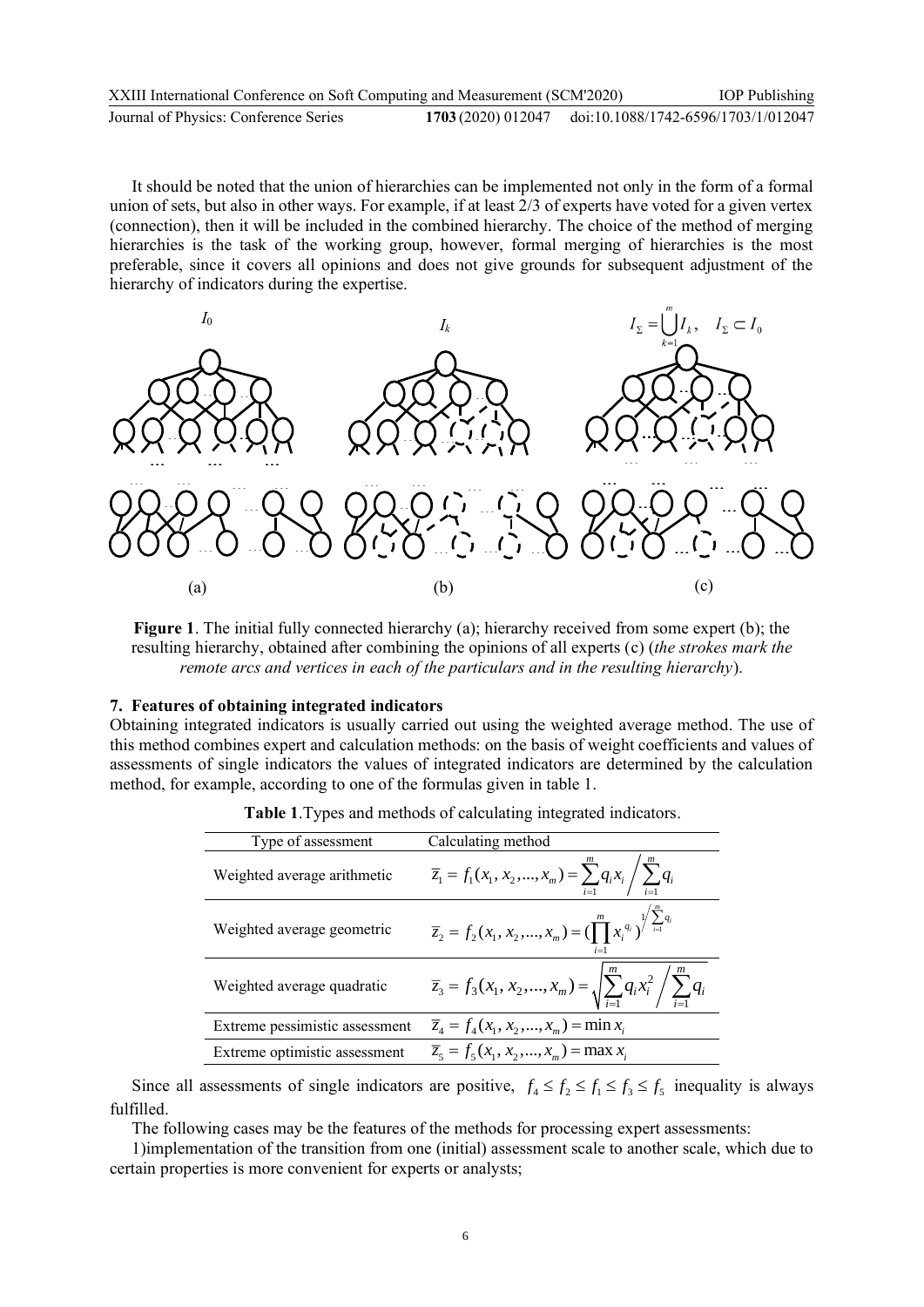It should be noted that the union of hierarchies can be implemented not only in the form of a formal union of sets, but also in other ways. For example, if at least 2/3 of experts have voted for a given vertex (connection), then it will be included in the combined hierarchy. The choice of the method of merging hierarchies is the task of the working group, however, formal merging of hierarchies is the most preferable, since it covers all opinions and does not give grounds for subsequent adjustment of the hierarchy of indicators during the expertise.

$I_0$ $\qquad$ $I_k$ $\qquad$ $I_\Sigma = \bigcup_{k=1}^{m} I_k, \quad I_\Sigma \subset I_0$

(a) $\qquad$ (b) $\qquad$ (c)

**Figure 1**. The initial fully connected hierarchy (a); hierarchy received from some expert (b); the resulting hierarchy, obtained after combining the opinions of all experts (c) (*the strokes mark the remote arcs and vertices in each of the particulars and in the resulting hierarchy*).

## 7. Features of obtaining integrated indicators

Obtaining integrated indicators is usually carried out using the weighted average method. The use of this method combines expert and calculation methods: on the basis of weight coefficients and values of assessments of single indicators the values of integrated indicators are determined by the calculation method, for example, according to one of the formulas given in table 1.

**Table 1**.Types and methods of calculating integrated indicators.

| Type of assessment | Calculating method |
|---|---|
| Weighted average arithmetic | $\overline{z}_1 = f_1(x_1, x_2, ..., x_m) = \sum_{i=1}^{m} q_i x_i \Big/ \sum_{i=1}^{m} q_i$ |
| Weighted average geometric | $\overline{z}_2 = f_2(x_1, x_2, ..., x_m) = (\prod_{i=1}^{m} x_i^{q_i})^{1 \big/ \sum_{i=1}^{m} q_i}$ |
| Weighted average quadratic | $\overline{z}_3 = f_3(x_1, x_2, ..., x_m) = \sqrt{\sum_{i=1}^{m} q_i x_i^2 \Big/ \sum_{i=1}^{m} q_i}$ |
| Extreme pessimistic assessment | $\overline{z}_4 = f_4(x_1, x_2, ..., x_m) = \min x_i$ |
| Extreme optimistic assessment | $\overline{z}_5 = f_5(x_1, x_2, ..., x_m) = \max x_i$ |

Since all assessments of single indicators are positive, $f_4 \le f_2 \le f_1 \le f_3 \le f_5$ inequality is always fulfilled.

The following cases may be the features of the methods for processing expert assessments:

1)implementation of the transition from one (initial) assessment scale to another scale, which due to certain properties is more convenient for experts or analysts;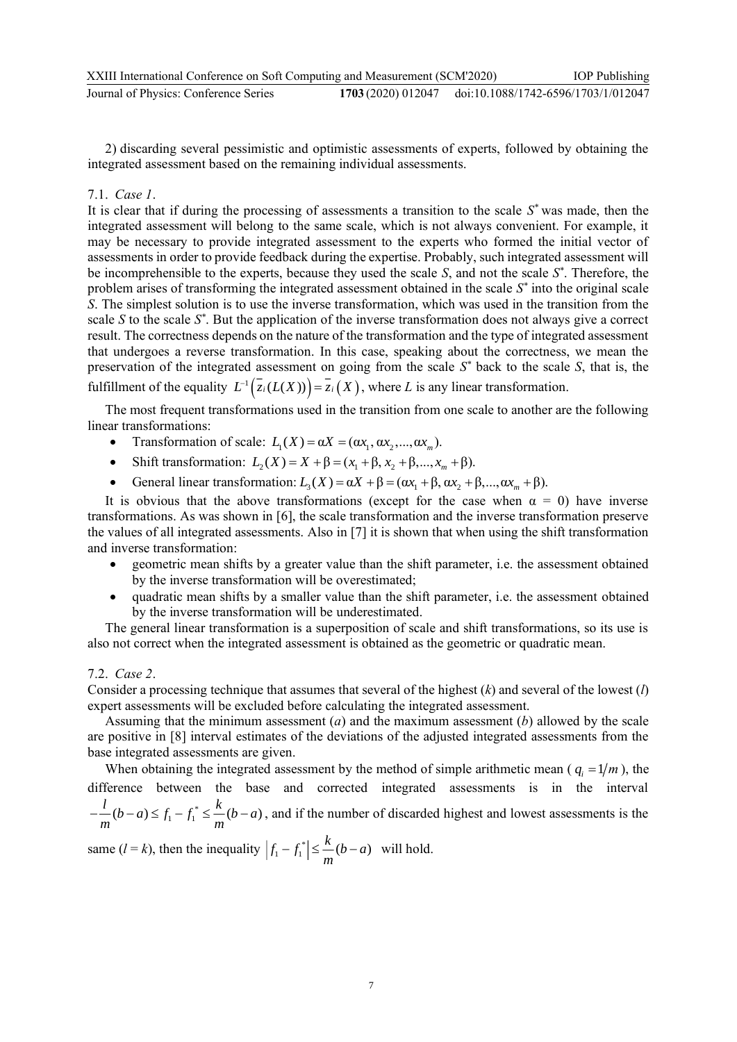2) discarding several pessimistic and optimistic assessments of experts, followed by obtaining the integrated assessment based on the remaining individual assessments.

### 7.1. *Case 1*.

It is clear that if during the processing of assessments a transition to the scale $S^*$ was made, then the integrated assessment will belong to the same scale, which is not always convenient. For example, it may be necessary to provide integrated assessment to the experts who formed the initial vector of assessments in order to provide feedback during the expertise. Probably, such integrated assessment will be incomprehensible to the experts, because they used the scale $S$, and not the scale $S^*$. Therefore, the problem arises of transforming the integrated assessment obtained in the scale $S^*$ into the original scale $S$. The simplest solution is to use the inverse transformation, which was used in the transition from the scale $S$ to the scale $S^*$. But the application of the inverse transformation does not always give a correct result. The correctness depends on the nature of the transformation and the type of integrated assessment that undergoes a reverse transformation. In this case, speaking about the correctness, we mean the preservation of the integrated assessment on going from the scale $S^*$ back to the scale $S$, that is, the fulfillment of the equality $L^{-1}\left(\bar{z}_i(L(X))\right) = \bar{z}_i\left(X\right)$, where $L$ is any linear transformation.

The most frequent transformations used in the transition from one scale to another are the following linear transformations:

- Transformation of scale: $L_1(X) = \alpha X = (\alpha x_1, \alpha x_2, ..., \alpha x_m)$.
- Shift transformation: $L_2(X) = X + \beta = (x_1 + \beta, x_2 + \beta, ..., x_m + \beta)$.
- General linear transformation: $L_3(X) = \alpha X + \beta = (\alpha x_1 + \beta, \alpha x_2 + \beta, ..., \alpha x_m + \beta)$.

It is obvious that the above transformations (except for the case when $\alpha = 0$) have inverse transformations. As was shown in [6], the scale transformation and the inverse transformation preserve the values of all integrated assessments. Also in [7] it is shown that when using the shift transformation and inverse transformation:

- geometric mean shifts by a greater value than the shift parameter, i.e. the assessment obtained by the inverse transformation will be overestimated;
- quadratic mean shifts by a smaller value than the shift parameter, i.e. the assessment obtained by the inverse transformation will be underestimated.

The general linear transformation is a superposition of scale and shift transformations, so its use is also not correct when the integrated assessment is obtained as the geometric or quadratic mean.

### 7.2. *Case 2*.

Consider a processing technique that assumes that several of the highest ($k$) and several of the lowest ($l$) expert assessments will be excluded before calculating the integrated assessment.

Assuming that the minimum assessment ($a$) and the maximum assessment ($b$) allowed by the scale are positive in [8] interval estimates of the deviations of the adjusted integrated assessments from the base integrated assessments are given.

When obtaining the integrated assessment by the method of simple arithmetic mean ($q_i = 1/m$), the difference between the base and corrected integrated assessments is in the interval $-\frac{l}{m}(b-a) \le f_1 - f_1^* \le \frac{k}{m}(b-a)$, and if the number of discarded highest and lowest assessments is the same ($l = k$), then the inequality $\left|f_1 - f_1^*\right| \le \frac{k}{m}(b-a)$ will hold.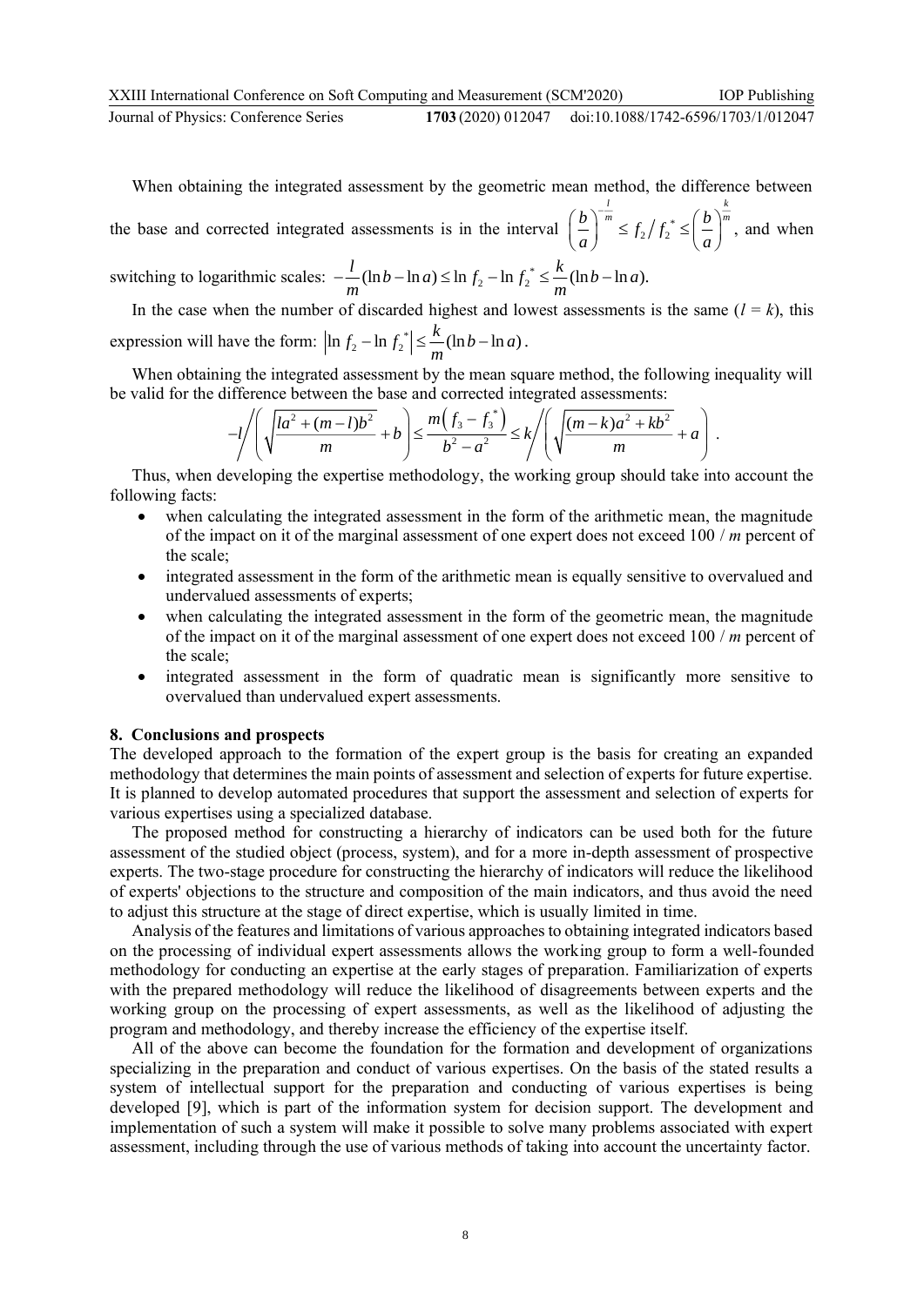When obtaining the integrated assessment by the geometric mean method, the difference between the base and corrected integrated assessments is in the interval $\left(\frac{b}{a}\right)^{-\frac{l}{m}} \le f_2 / f_2^* \le \left(\frac{b}{a}\right)^{\frac{k}{m}}$, and when switching to logarithmic scales: $-\frac{l}{m}(\ln b - \ln a) \le \ln f_2 - \ln f_2^* \le \frac{k}{m}(\ln b - \ln a).$

In the case when the number of discarded highest and lowest assessments is the same ($l = k$), this expression will have the form: $\left|\ln f_2 - \ln f_2^*\right| \le \frac{k}{m}(\ln b - \ln a)$.

When obtaining the integrated assessment by the mean square method, the following inequality will be valid for the difference between the base and corrected integrated assessments:

$$-l \Bigg/ \left( \sqrt{\frac{la^2 + (m-l)b^2}{m}} + b \right) \le \frac{m\left(f_3 - f_3^*\right)}{b^2 - a^2} \le k \Bigg/ \left( \sqrt{\frac{(m-k)a^2 + kb^2}{m}} + a \right).$$

Thus, when developing the expertise methodology, the working group should take into account the following facts:

- when calculating the integrated assessment in the form of the arithmetic mean, the magnitude of the impact on it of the marginal assessment of one expert does not exceed 100 / $m$ percent of the scale;
- integrated assessment in the form of the arithmetic mean is equally sensitive to overvalued and undervalued assessments of experts;
- when calculating the integrated assessment in the form of the geometric mean, the magnitude of the impact on it of the marginal assessment of one expert does not exceed 100 / $m$ percent of the scale;
- integrated assessment in the form of quadratic mean is significantly more sensitive to overvalued than undervalued expert assessments.

## 8. Conclusions and prospects

The developed approach to the formation of the expert group is the basis for creating an expanded methodology that determines the main points of assessment and selection of experts for future expertise. It is planned to develop automated procedures that support the assessment and selection of experts for various expertises using a specialized database.

The proposed method for constructing a hierarchy of indicators can be used both for the future assessment of the studied object (process, system), and for a more in-depth assessment of prospective experts. The two-stage procedure for constructing the hierarchy of indicators will reduce the likelihood of experts' objections to the structure and composition of the main indicators, and thus avoid the need to adjust this structure at the stage of direct expertise, which is usually limited in time.

Analysis of the features and limitations of various approaches to obtaining integrated indicators based on the processing of individual expert assessments allows the working group to form a well-founded methodology for conducting an expertise at the early stages of preparation. Familiarization of experts with the prepared methodology will reduce the likelihood of disagreements between experts and the working group on the processing of expert assessments, as well as the likelihood of adjusting the program and methodology, and thereby increase the efficiency of the expertise itself.

All of the above can become the foundation for the formation and development of organizations specializing in the preparation and conduct of various expertises. On the basis of the stated results a system of intellectual support for the preparation and conducting of various expertises is being developed [9], which is part of the information system for decision support. The development and implementation of such a system will make it possible to solve many problems associated with expert assessment, including through the use of various methods of taking into account the uncertainty factor.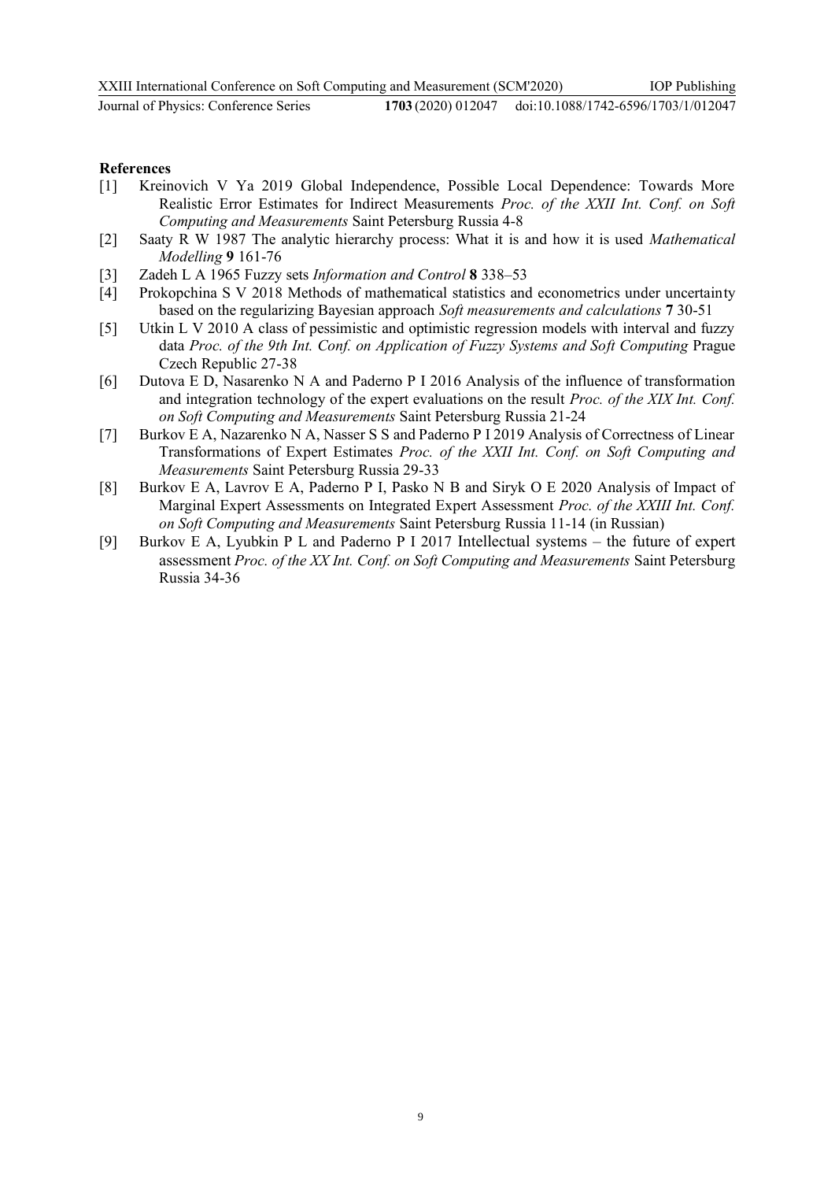**References**

[1] Kreinovich V Ya 2019 Global Independence, Possible Local Dependence: Towards More Realistic Error Estimates for Indirect Measurements *Proc. of the XXII Int. Conf. on Soft Computing and Measurements* Saint Petersburg Russia 4-8

[2] Saaty R W 1987 The analytic hierarchy process: What it is and how it is used *Mathematical Modelling* **9** 161-76

[3] Zadeh L A 1965 Fuzzy sets *Information and Control* **8** 338–53

[4] Prokopchina S V 2018 Methods of mathematical statistics and econometrics under uncertainty based on the regularizing Bayesian approach *Soft measurements and calculations* **7** 30-51

[5] Utkin L V 2010 A class of pessimistic and optimistic regression models with interval and fuzzy data *Proc. of the 9th Int. Conf. on Application of Fuzzy Systems and Soft Computing* Prague Czech Republic 27-38

[6] Dutova E D, Nasarenko N A and Paderno P I 2016 Analysis of the influence of transformation and integration technology of the expert evaluations on the result *Proc. of the XIX Int. Conf. on Soft Computing and Measurements* Saint Petersburg Russia 21-24

[7] Burkov E A, Nazarenko N A, Nasser S S and Paderno P I 2019 Analysis of Correctness of Linear Transformations of Expert Estimates *Proc. of the XXII Int. Conf. on Soft Computing and Measurements* Saint Petersburg Russia 29-33

[8] Burkov E A, Lavrov E A, Paderno P I, Pasko N B and Siryk O E 2020 Analysis of Impact of Marginal Expert Assessments on Integrated Expert Assessment *Proc. of the XXIII Int. Conf. on Soft Computing and Measurements* Saint Petersburg Russia 11-14 (in Russian)

[9] Burkov E A, Lyubkin P L and Paderno P I 2017 Intellectual systems – the future of expert assessment *Proc. of the XX Int. Conf. on Soft Computing and Measurements* Saint Petersburg Russia 34-36